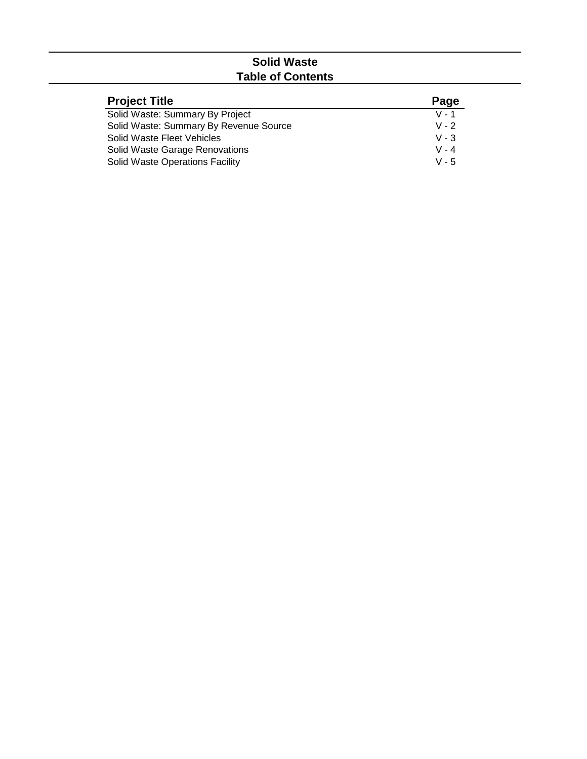# Solid Waste
## Table of Contents

| Project Title | Page |
|---|---|
| Solid Waste: Summary By Project | V - 1 |
| Solid Waste: Summary By Revenue Source | V - 2 |
| Solid Waste Fleet Vehicles | V - 3 |
| Solid Waste Garage Renovations | V - 4 |
| Solid Waste Operations Facility | V - 5 |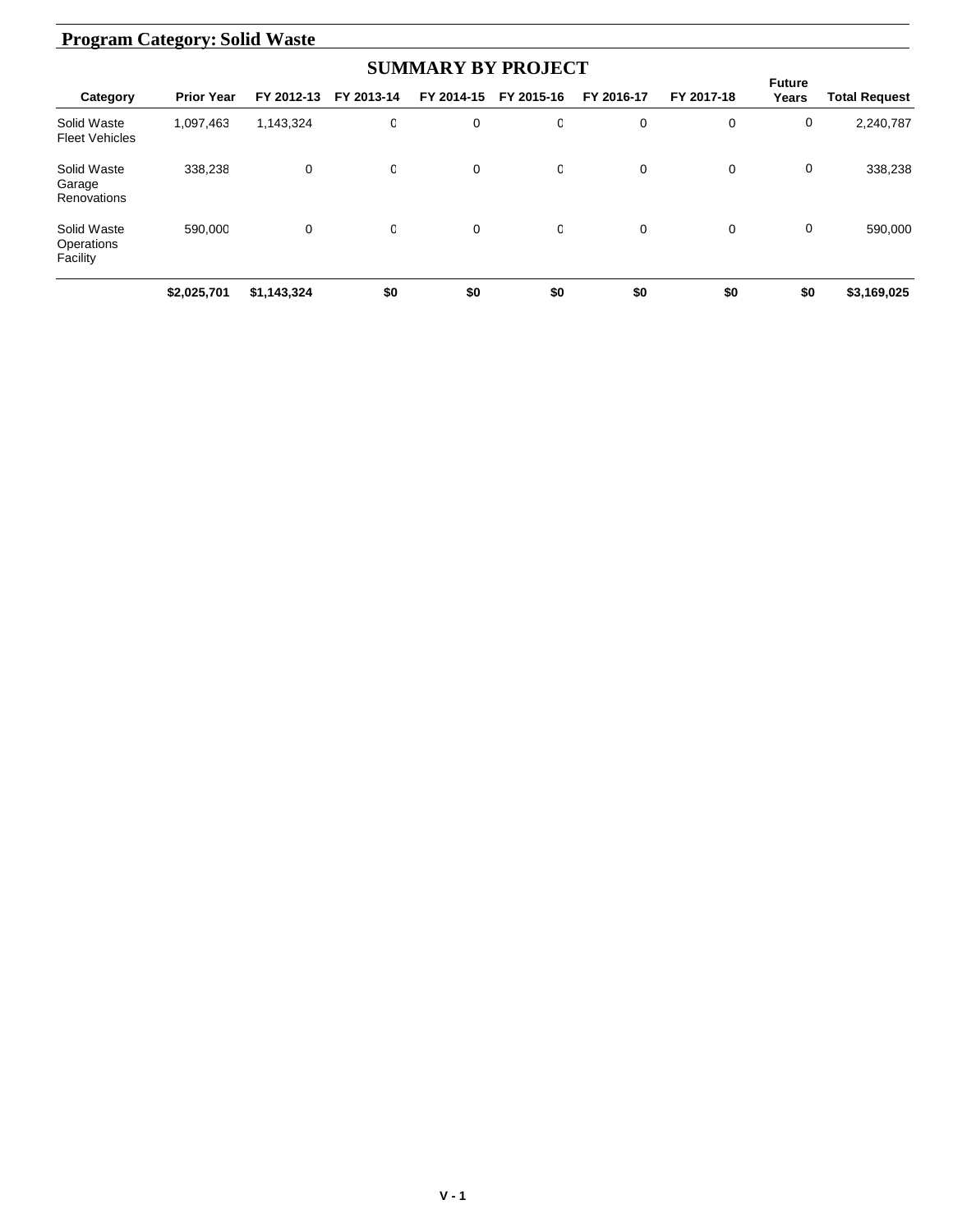## Program Category: Solid Waste

### SUMMARY BY PROJECT

| Category | Prior Year | FY 2012-13 | FY 2013-14 | FY 2014-15 | FY 2015-16 | FY 2016-17 | FY 2017-18 | Future Years | Total Request |
|---|---|---|---|---|---|---|---|---|---|
| Solid Waste Fleet Vehicles | 1,097,463 | 1,143,324 | 0 | 0 | 0 | 0 | 0 | 0 | 2,240,787 |
| Solid Waste Garage Renovations | 338,238 | 0 | 0 | 0 | 0 | 0 | 0 | 0 | 338,238 |
| Solid Waste Operations Facility | 590,000 | 0 | 0 | 0 | 0 | 0 | 0 | 0 | 590,000 |
| | **$2,025,701** | **$1,143,324** | **$0** | **$0** | **$0** | **$0** | **$0** | **$0** | **$3,169,025** |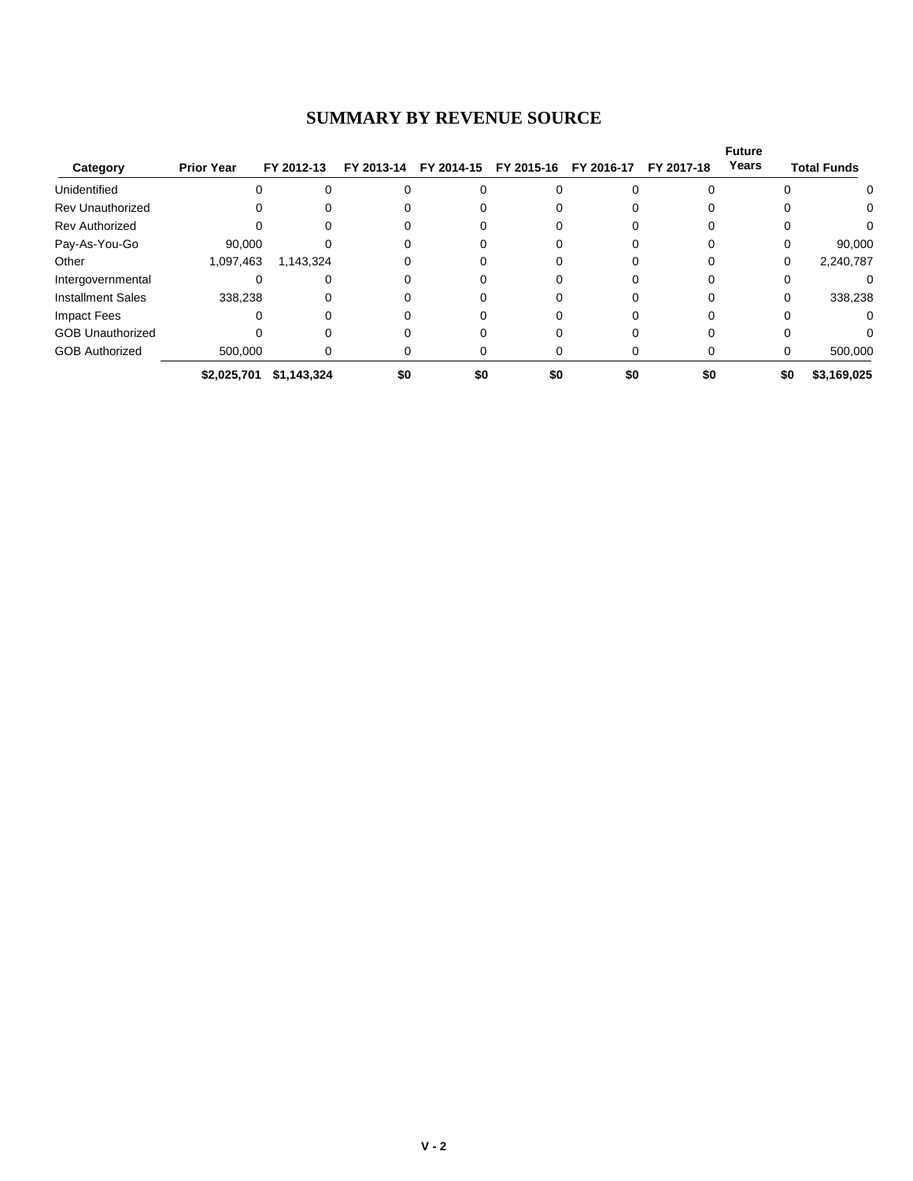# SUMMARY BY REVENUE SOURCE

| Category | Prior Year | FY 2012-13 | FY 2013-14 | FY 2014-15 | FY 2015-16 | FY 2016-17 | FY 2017-18 | Future Years | Total Funds |
|---|---|---|---|---|---|---|---|---|---|
| Unidentified | 0 | 0 | 0 | 0 | 0 | 0 | 0 | 0 | 0 |
| Rev Unauthorized | 0 | 0 | 0 | 0 | 0 | 0 | 0 | 0 | 0 |
| Rev Authorized | 0 | 0 | 0 | 0 | 0 | 0 | 0 | 0 | 0 |
| Pay-As-You-Go | 90,000 | 0 | 0 | 0 | 0 | 0 | 0 | 0 | 90,000 |
| Other | 1,097,463 | 1,143,324 | 0 | 0 | 0 | 0 | 0 | 0 | 2,240,787 |
| Intergovernmental | 0 | 0 | 0 | 0 | 0 | 0 | 0 | 0 | 0 |
| Installment Sales | 338,238 | 0 | 0 | 0 | 0 | 0 | 0 | 0 | 338,238 |
| Impact Fees | 0 | 0 | 0 | 0 | 0 | 0 | 0 | 0 | 0 |
| GOB Unauthorized | 0 | 0 | 0 | 0 | 0 | 0 | 0 | 0 | 0 |
| GOB Authorized | 500,000 | 0 | 0 | 0 | 0 | 0 | 0 | 0 | 500,000 |
| | **$2,025,701** | **$1,143,324** | **$0** | **$0** | **$0** | **$0** | **$0** | **$0** | **$3,169,025** |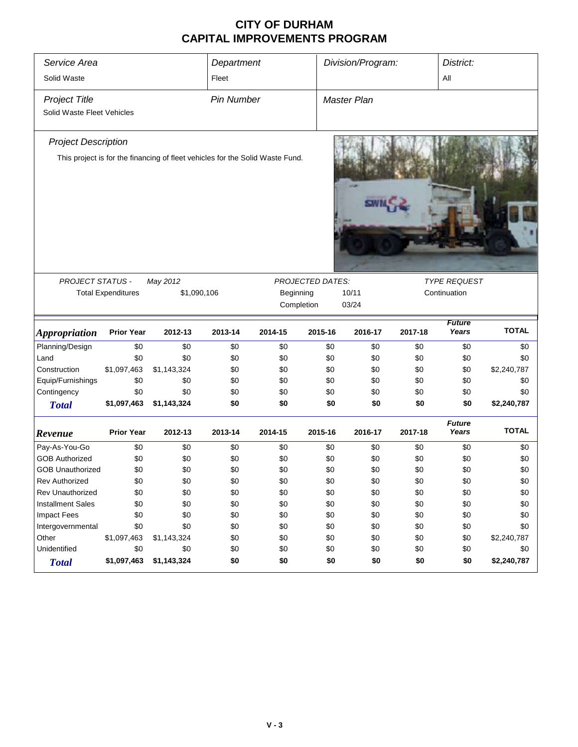# CITY OF DURHAM
# CAPITAL IMPROVEMENTS PROGRAM

| *Service Area* | *Department* | *Division/Program:* | *District:* |
|---|---|---|---|
| Solid Waste | Fleet | | All |

| *Project Title* | *Pin Number* | *Master Plan* |
|---|---|---|
| Solid Waste Fleet Vehicles | | |

*Project Description*

This project is for the financing of fleet vehicles for the Solid Waste Fund.

| *PROJECT STATUS -* | *May 2012* | *PROJECTED DATES:* | | *TYPE REQUEST* |
|---|---|---|---|---|
| Total Expenditures | $1,090,106 | Beginning | 10/11 | Continuation |
| | | Completion | 03/24 | |

| ***Appropriation*** | **Prior Year** | **2012-13** | **2013-14** | **2014-15** | **2015-16** | **2016-17** | **2017-18** | ***Future Years*** | **TOTAL** |
|---|---|---|---|---|---|---|---|---|---|
| Planning/Design | $0 | $0 | $0 | $0 | $0 | $0 | $0 | $0 | $0 |
| Land | $0 | $0 | $0 | $0 | $0 | $0 | $0 | $0 | $0 |
| Construction | $1,097,463 | $1,143,324 | $0 | $0 | $0 | $0 | $0 | $0 | $2,240,787 |
| Equip/Furnishings | $0 | $0 | $0 | $0 | $0 | $0 | $0 | $0 | $0 |
| Contingency | $0 | $0 | $0 | $0 | $0 | $0 | $0 | $0 | $0 |
| ***Total*** | **$1,097,463** | **$1,143,324** | **$0** | **$0** | **$0** | **$0** | **$0** | **$0** | **$2,240,787** |

| ***Revenue*** | **Prior Year** | **2012-13** | **2013-14** | **2014-15** | **2015-16** | **2016-17** | **2017-18** | ***Future Years*** | **TOTAL** |
|---|---|---|---|---|---|---|---|---|---|
| Pay-As-You-Go | $0 | $0 | $0 | $0 | $0 | $0 | $0 | $0 | $0 |
| GOB Authorized | $0 | $0 | $0 | $0 | $0 | $0 | $0 | $0 | $0 |
| GOB Unauthorized | $0 | $0 | $0 | $0 | $0 | $0 | $0 | $0 | $0 |
| Rev Authorized | $0 | $0 | $0 | $0 | $0 | $0 | $0 | $0 | $0 |
| Rev Unauthorized | $0 | $0 | $0 | $0 | $0 | $0 | $0 | $0 | $0 |
| Installment Sales | $0 | $0 | $0 | $0 | $0 | $0 | $0 | $0 | $0 |
| Impact Fees | $0 | $0 | $0 | $0 | $0 | $0 | $0 | $0 | $0 |
| Intergovernmental | $0 | $0 | $0 | $0 | $0 | $0 | $0 | $0 | $0 |
| Other | $1,097,463 | $1,143,324 | $0 | $0 | $0 | $0 | $0 | $0 | $2,240,787 |
| Unidentified | $0 | $0 | $0 | $0 | $0 | $0 | $0 | $0 | $0 |
| ***Total*** | **$1,097,463** | **$1,143,324** | **$0** | **$0** | **$0** | **$0** | **$0** | **$0** | **$2,240,787** |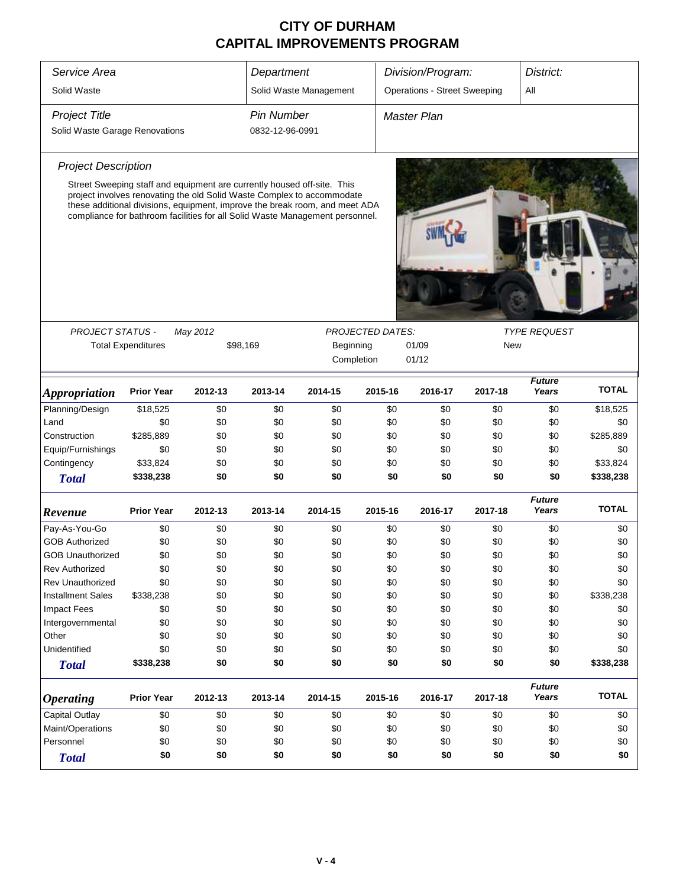# CITY OF DURHAM
# CAPITAL IMPROVEMENTS PROGRAM

| *Service Area* | *Department* | *Division/Program:* | *District:* |
|---|---|---|---|
| Solid Waste | Solid Waste Management | Operations - Street Sweeping | All |

| *Project Title* | *Pin Number* | *Master Plan* |
|---|---|---|
| Solid Waste Garage Renovations | 0832-12-96-0991 | |

*Project Description*

Street Sweeping staff and equipment are currently housed off-site. This project involves renovating the old Solid Waste Complex to accommodate these additional divisions, equipment, improve the break room, and meet ADA compliance for bathroom facilities for all Solid Waste Management personnel.

*PROJECT STATUS -* *May 2012*

Total Expenditures $98,169

*PROJECTED DATES:*

Beginning 01/09

Completion 01/12

*TYPE REQUEST*

New

| *Appropriation* | Prior Year | 2012-13 | 2013-14 | 2014-15 | 2015-16 | 2016-17 | 2017-18 | *Future Years* | TOTAL |
|---|---|---|---|---|---|---|---|---|---|
| Planning/Design | $18,525 | $0 | $0 | $0 | $0 | $0 | $0 | $0 | $18,525 |
| Land | $0 | $0 | $0 | $0 | $0 | $0 | $0 | $0 | $0 |
| Construction | $285,889 | $0 | $0 | $0 | $0 | $0 | $0 | $0 | $285,889 |
| Equip/Furnishings | $0 | $0 | $0 | $0 | $0 | $0 | $0 | $0 | $0 |
| Contingency | $33,824 | $0 | $0 | $0 | $0 | $0 | $0 | $0 | $33,824 |
| **Total** | **$338,238** | **$0** | **$0** | **$0** | **$0** | **$0** | **$0** | **$0** | **$338,238** |

| *Revenue* | Prior Year | 2012-13 | 2013-14 | 2014-15 | 2015-16 | 2016-17 | 2017-18 | *Future Years* | TOTAL |
|---|---|---|---|---|---|---|---|---|---|
| Pay-As-You-Go | $0 | $0 | $0 | $0 | $0 | $0 | $0 | $0 | $0 |
| GOB Authorized | $0 | $0 | $0 | $0 | $0 | $0 | $0 | $0 | $0 |
| GOB Unauthorized | $0 | $0 | $0 | $0 | $0 | $0 | $0 | $0 | $0 |
| Rev Authorized | $0 | $0 | $0 | $0 | $0 | $0 | $0 | $0 | $0 |
| Rev Unauthorized | $0 | $0 | $0 | $0 | $0 | $0 | $0 | $0 | $0 |
| Installment Sales | $338,238 | $0 | $0 | $0 | $0 | $0 | $0 | $0 | $338,238 |
| Impact Fees | $0 | $0 | $0 | $0 | $0 | $0 | $0 | $0 | $0 |
| Intergovernmental | $0 | $0 | $0 | $0 | $0 | $0 | $0 | $0 | $0 |
| Other | $0 | $0 | $0 | $0 | $0 | $0 | $0 | $0 | $0 |
| Unidentified | $0 | $0 | $0 | $0 | $0 | $0 | $0 | $0 | $0 |
| **Total** | **$338,238** | **$0** | **$0** | **$0** | **$0** | **$0** | **$0** | **$0** | **$338,238** |

| *Operating* | Prior Year | 2012-13 | 2013-14 | 2014-15 | 2015-16 | 2016-17 | 2017-18 | *Future Years* | TOTAL |
|---|---|---|---|---|---|---|---|---|---|
| Capital Outlay | $0 | $0 | $0 | $0 | $0 | $0 | $0 | $0 | $0 |
| Maint/Operations | $0 | $0 | $0 | $0 | $0 | $0 | $0 | $0 | $0 |
| Personnel | $0 | $0 | $0 | $0 | $0 | $0 | $0 | $0 | $0 |
| **Total** | **$0** | **$0** | **$0** | **$0** | **$0** | **$0** | **$0** | **$0** | **$0** |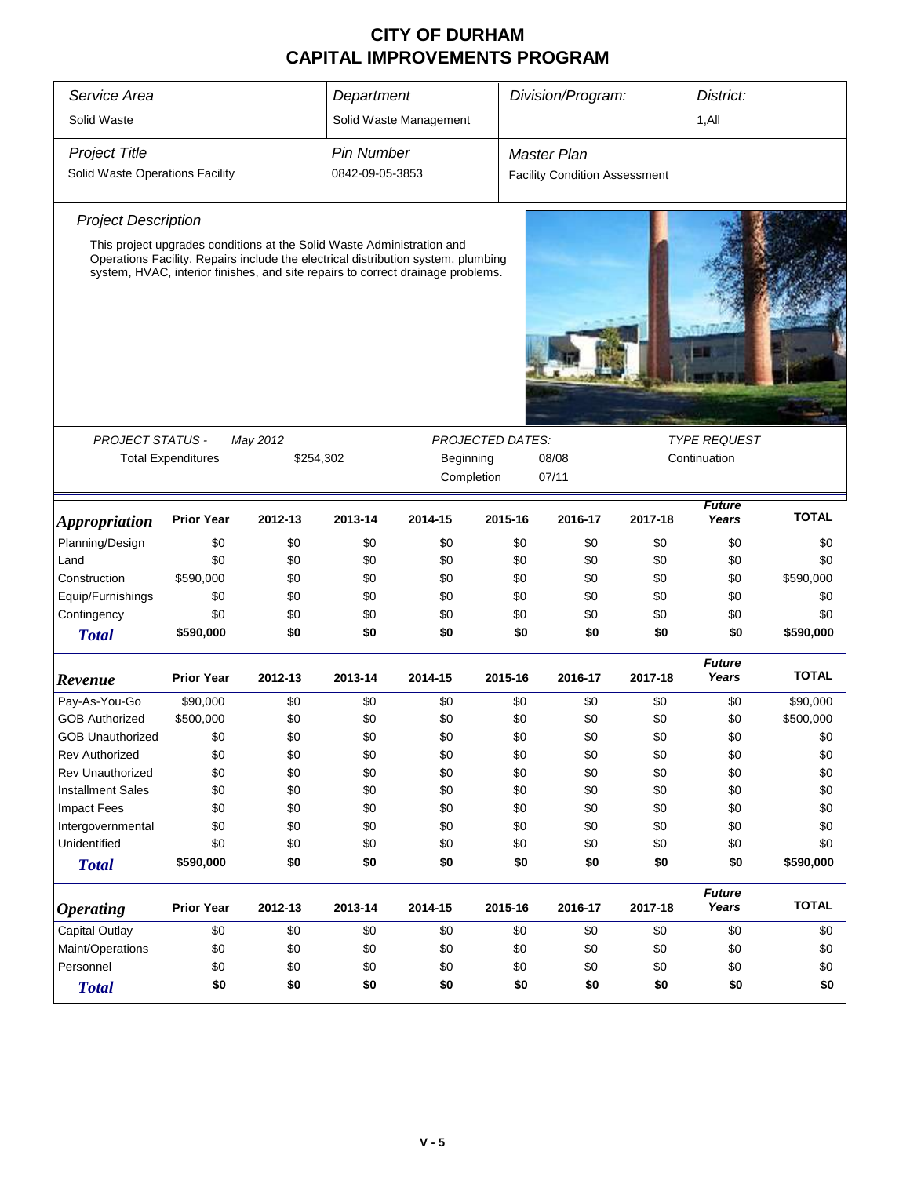# CITY OF DURHAM
# CAPITAL IMPROVEMENTS PROGRAM

| *Service Area* | *Department* | *Division/Program:* | *District:* |
|---|---|---|---|
| Solid Waste | Solid Waste Management | | 1,All |
| ***Project Title*** | ***Pin Number*** | ***Master Plan*** | |
| Solid Waste Operations Facility | 0842-09-05-3853 | Facility Condition Assessment | |

*Project Description*

This project upgrades conditions at the Solid Waste Administration and Operations Facility. Repairs include the electrical distribution system, plumbing system, HVAC, interior finishes, and site repairs to correct drainage problems.

| | | | | |
|---|---|---|---|---|
| *PROJECT STATUS -* | *May 2012* | *PROJECTED DATES:* | | *TYPE REQUEST* |
| Total Expenditures | $254,302 | Beginning | 08/08 | Continuation |
| | | Completion | 07/11 | |

| *Appropriation* | Prior Year | 2012-13 | 2013-14 | 2014-15 | 2015-16 | 2016-17 | 2017-18 | *Future Years* | TOTAL |
|---|---|---|---|---|---|---|---|---|---|
| Planning/Design | $0 | $0 | $0 | $0 | $0 | $0 | $0 | $0 | $0 |
| Land | $0 | $0 | $0 | $0 | $0 | $0 | $0 | $0 | $0 |
| Construction | $590,000 | $0 | $0 | $0 | $0 | $0 | $0 | $0 | $590,000 |
| Equip/Furnishings | $0 | $0 | $0 | $0 | $0 | $0 | $0 | $0 | $0 |
| Contingency | $0 | $0 | $0 | $0 | $0 | $0 | $0 | $0 | $0 |
| ***Total*** | **$590,000** | **$0** | **$0** | **$0** | **$0** | **$0** | **$0** | **$0** | **$590,000** |

| *Revenue* | Prior Year | 2012-13 | 2013-14 | 2014-15 | 2015-16 | 2016-17 | 2017-18 | *Future Years* | TOTAL |
|---|---|---|---|---|---|---|---|---|---|
| Pay-As-You-Go | $90,000 | $0 | $0 | $0 | $0 | $0 | $0 | $0 | $90,000 |
| GOB Authorized | $500,000 | $0 | $0 | $0 | $0 | $0 | $0 | $0 | $500,000 |
| GOB Unauthorized | $0 | $0 | $0 | $0 | $0 | $0 | $0 | $0 | $0 |
| Rev Authorized | $0 | $0 | $0 | $0 | $0 | $0 | $0 | $0 | $0 |
| Rev Unauthorized | $0 | $0 | $0 | $0 | $0 | $0 | $0 | $0 | $0 |
| Installment Sales | $0 | $0 | $0 | $0 | $0 | $0 | $0 | $0 | $0 |
| Impact Fees | $0 | $0 | $0 | $0 | $0 | $0 | $0 | $0 | $0 |
| Intergovernmental | $0 | $0 | $0 | $0 | $0 | $0 | $0 | $0 | $0 |
| Unidentified | $0 | $0 | $0 | $0 | $0 | $0 | $0 | $0 | $0 |
| ***Total*** | **$590,000** | **$0** | **$0** | **$0** | **$0** | **$0** | **$0** | **$0** | **$590,000** |

| *Operating* | Prior Year | 2012-13 | 2013-14 | 2014-15 | 2015-16 | 2016-17 | 2017-18 | *Future Years* | TOTAL |
|---|---|---|---|---|---|---|---|---|---|
| Capital Outlay | $0 | $0 | $0 | $0 | $0 | $0 | $0 | $0 | $0 |
| Maint/Operations | $0 | $0 | $0 | $0 | $0 | $0 | $0 | $0 | $0 |
| Personnel | $0 | $0 | $0 | $0 | $0 | $0 | $0 | $0 | $0 |
| ***Total*** | **$0** | **$0** | **$0** | **$0** | **$0** | **$0** | **$0** | **$0** | **$0** |